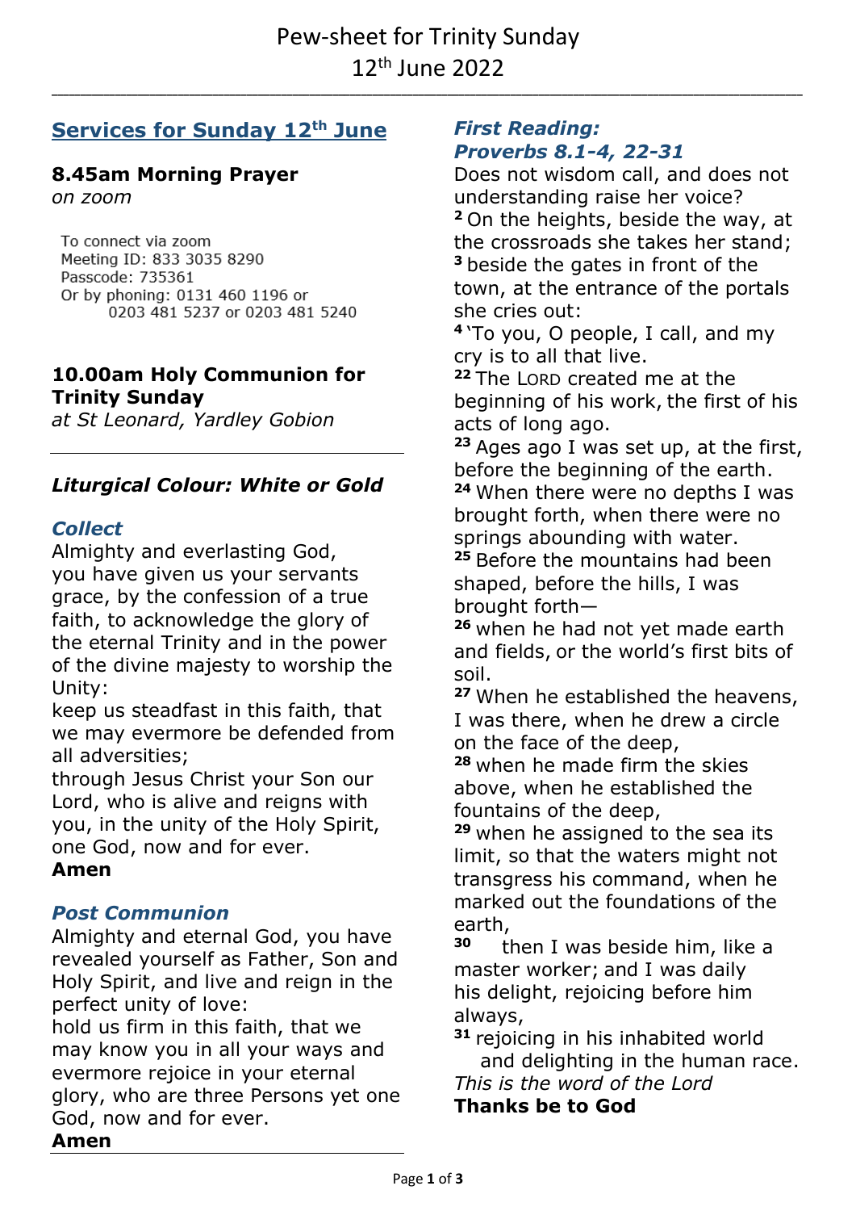# Pew-sheet for Trinity Sunday
# 12th June 2022

## Services for Sunday 12th June

**8.45am Morning Prayer**
*on zoom*

To connect via zoom
Meeting ID: 833 3035 8290
Passcode: 735361
Or by phoning: 0131 460 1196 or
0203 481 5237 or 0203 481 5240

**10.00am Holy Communion for Trinity Sunday**
*at St Leonard, Yardley Gobion*

---

### *Liturgical Colour: White or Gold*

### *Collect*

Almighty and everlasting God,
you have given us your servants grace, by the confession of a true faith, to acknowledge the glory of the eternal Trinity and in the power of the divine majesty to worship the Unity:
keep us steadfast in this faith, that we may evermore be defended from all adversities;
through Jesus Christ your Son our Lord, who is alive and reigns with you, in the unity of the Holy Spirit, one God, now and for ever.
**Amen**

### *Post Communion*

Almighty and eternal God, you have revealed yourself as Father, Son and Holy Spirit, and live and reign in the perfect unity of love:
hold us firm in this faith, that we may know you in all your ways and evermore rejoice in your eternal glory, who are three Persons yet one God, now and for ever.
**Amen**

---

### *First Reading: Proverbs 8.1-4, 22-31*

Does not wisdom call, and does not understanding raise her voice?
[2] On the heights, beside the way, at the crossroads she takes her stand;
[3] beside the gates in front of the town, at the entrance of the portals she cries out:
[4] 'To you, O people, I call, and my cry is to all that live.
[22] The LORD created me at the beginning of his work, the first of his acts of long ago.
[23] Ages ago I was set up, at the first, before the beginning of the earth.
[24] When there were no depths I was brought forth, when there were no springs abounding with water.
[25] Before the mountains had been shaped, before the hills, I was brought forth—
[26] when he had not yet made earth and fields, or the world's first bits of soil.
[27] When he established the heavens, I was there, when he drew a circle on the face of the deep,
[28] when he made firm the skies above, when he established the fountains of the deep,
[29] when he assigned to the sea its limit, so that the waters might not transgress his command, when he marked out the foundations of the earth,
[30] then I was beside him, like a master worker; and I was daily his delight, rejoicing before him always,
[31] rejoicing in his inhabited world and delighting in the human race.

*This is the word of the Lord*
**Thanks be to God**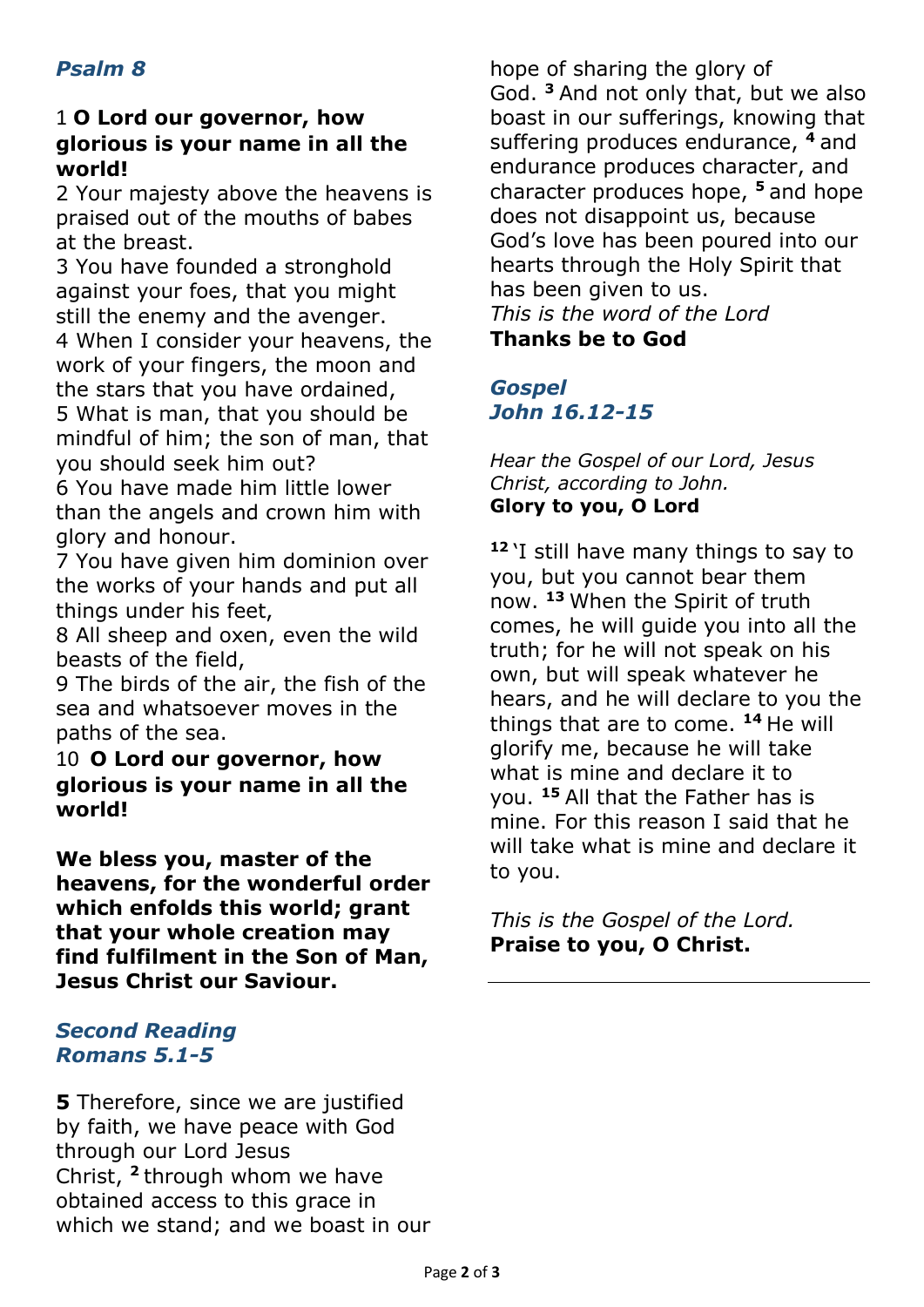### *Psalm 8*

1 **O Lord our governor, how glorious is your name in all the world!**
2 Your majesty above the heavens is praised out of the mouths of babes at the breast.
3 You have founded a stronghold against your foes, that you might still the enemy and the avenger.
4 When I consider your heavens, the work of your fingers, the moon and the stars that you have ordained,
5 What is man, that you should be mindful of him; the son of man, that you should seek him out?
6 You have made him little lower than the angels and crown him with glory and honour.
7 You have given him dominion over the works of your hands and put all things under his feet,
8 All sheep and oxen, even the wild beasts of the field,
9 The birds of the air, the fish of the sea and whatsoever moves in the paths of the sea.
10 **O Lord our governor, how glorious is your name in all the world!**

**We bless you, master of the heavens, for the wonderful order which enfolds this world; grant that your whole creation may find fulfilment in the Son of Man, Jesus Christ our Saviour.**

### *Second Reading*
### *Romans 5.1-5*

**5** Therefore, since we are justified by faith, we have peace with God through our Lord Jesus Christ, **2** through whom we have obtained access to this grace in which we stand; and we boast in our hope of sharing the glory of God. **3** And not only that, but we also boast in our sufferings, knowing that suffering produces endurance, **4** and endurance produces character, and character produces hope, **5** and hope does not disappoint us, because God's love has been poured into our hearts through the Holy Spirit that has been given to us.
*This is the word of the Lord*
**Thanks be to God**

### *Gospel*
### *John 16.12-15*

*Hear the Gospel of our Lord, Jesus Christ, according to John.*
**Glory to you, O Lord**

**12** 'I still have many things to say to you, but you cannot bear them now. **13** When the Spirit of truth comes, he will guide you into all the truth; for he will not speak on his own, but will speak whatever he hears, and he will declare to you the things that are to come. **14** He will glorify me, because he will take what is mine and declare it to you. **15** All that the Father has is mine. For this reason I said that he will take what is mine and declare it to you.

*This is the Gospel of the Lord.*
**Praise to you, O Christ.**

---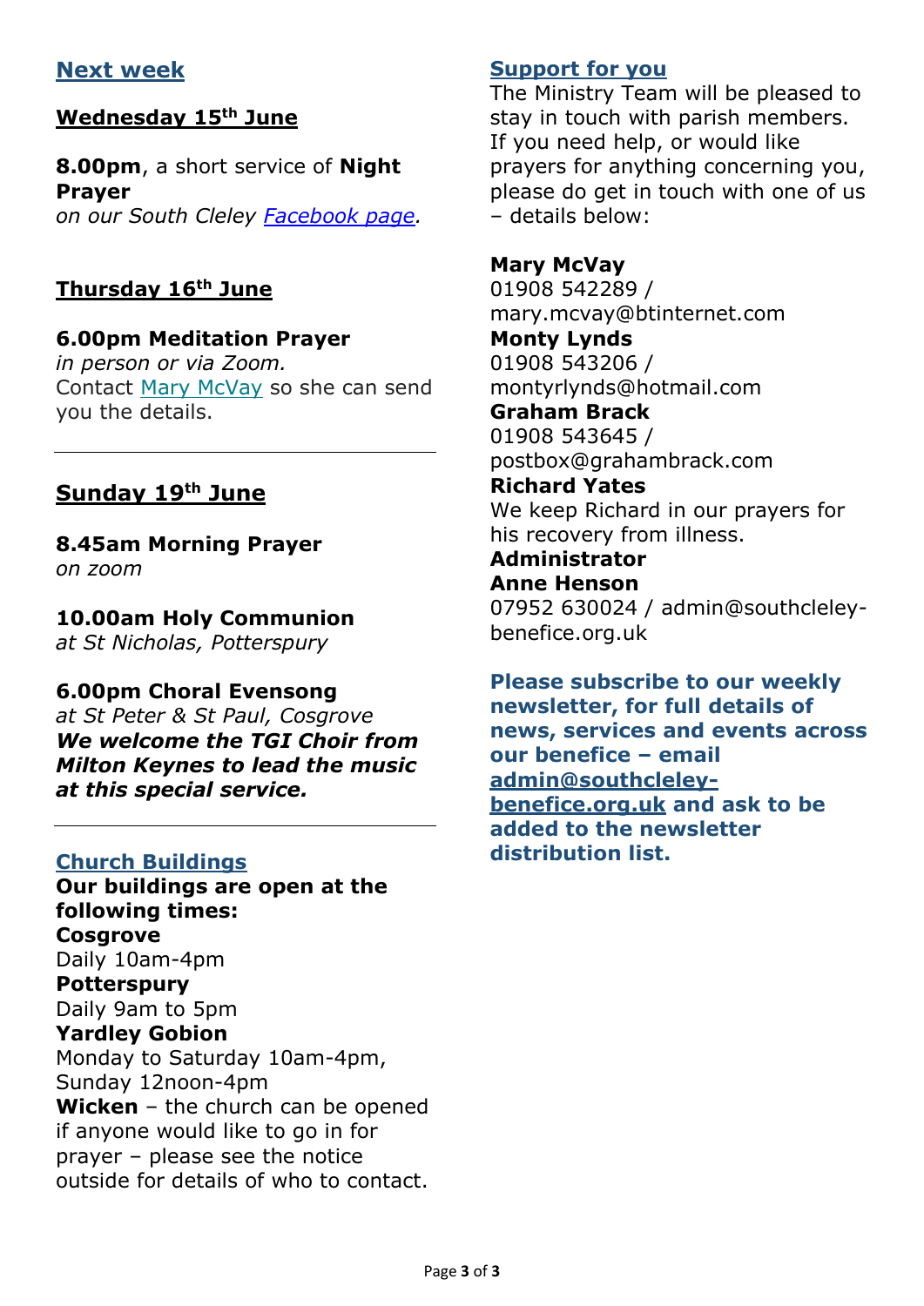## Next week

### Wednesday 15th June

**8.00pm**, a short service of **Night Prayer**
*on our South Cleley [Facebook page](#).*

### Thursday 16th June

**6.00pm Meditation Prayer**
*in person or via Zoom.*
Contact Mary McVay so she can send you the details.

---

### Sunday 19th June

**8.45am Morning Prayer**
*on zoom*

**10.00am Holy Communion**
*at St Nicholas, Potterspury*

**6.00pm Choral Evensong**
*at St Peter & St Paul, Cosgrove*
***We welcome the TGI Choir from Milton Keynes to lead the music at this special service.***

---

## Church Buildings

**Our buildings are open at the following times:**

**Cosgrove**
Daily 10am-4pm

**Potterspury**
Daily 9am to 5pm

**Yardley Gobion**
Monday to Saturday 10am-4pm, Sunday 12noon-4pm

**Wicken** – the church can be opened if anyone would like to go in for prayer – please see the notice outside for details of who to contact.

## Support for you

The Ministry Team will be pleased to stay in touch with parish members. If you need help, or would like prayers for anything concerning you, please do get in touch with one of us – details below:

**Mary McVay**
01908 542289 / mary.mcvay@btinternet.com

**Monty Lynds**
01908 543206 / montyrlynds@hotmail.com

**Graham Brack**
01908 543645 / postbox@grahambrack.com

**Richard Yates**
We keep Richard in our prayers for his recovery from illness.

**Administrator**
**Anne Henson**
07952 630024 / admin@southcleley-benefice.org.uk

**Please subscribe to our weekly newsletter, for full details of news, services and events across our benefice – email admin@southcleley-benefice.org.uk and ask to be added to the newsletter distribution list.**